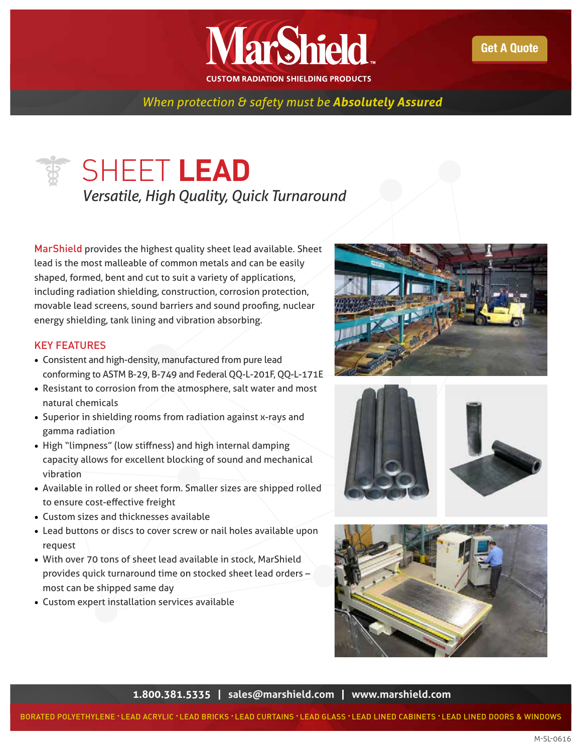# MarShield

CUSTOM RADIATION SHIELDING PRODUCTS

Get A Quote

*When protection & safety must be **Absolutely Assured***

# SHEET **LEAD**

*Versatile, High Quality, Quick Turnaround*

MarShield provides the highest quality sheet lead available. Sheet lead is the most malleable of common metals and can be easily shaped, formed, bent and cut to suit a variety of applications, including radiation shielding, construction, corrosion protection, movable lead screens, sound barriers and sound proofing, nuclear energy shielding, tank lining and vibration absorbing.

## KEY FEATURES

- Consistent and high-density, manufactured from pure lead conforming to ASTM B-29, B-749 and Federal QQ-L-201F, QQ-L-171E
- Resistant to corrosion from the atmosphere, salt water and most natural chemicals
- Superior in shielding rooms from radiation against x-rays and gamma radiation
- High "limpness" (low stiffness) and high internal damping capacity allows for excellent blocking of sound and mechanical vibration
- Available in rolled or sheet form. Smaller sizes are shipped rolled to ensure cost-effective freight
- Custom sizes and thicknesses available
- Lead buttons or discs to cover screw or nail holes available upon request
- With over 70 tons of sheet lead available in stock, MarShield provides quick turnaround time on stocked sheet lead orders – most can be shipped same day
- Custom expert installation services available

1.800.381.5335 | sales@marshield.com | www.marshield.com

BORATED POLYETHYLENE · LEAD ACRYLIC · LEAD BRICKS · LEAD CURTAINS · LEAD GLASS · LEAD LINED CABINETS · LEAD LINED DOORS & WINDOWS

M-SL-0616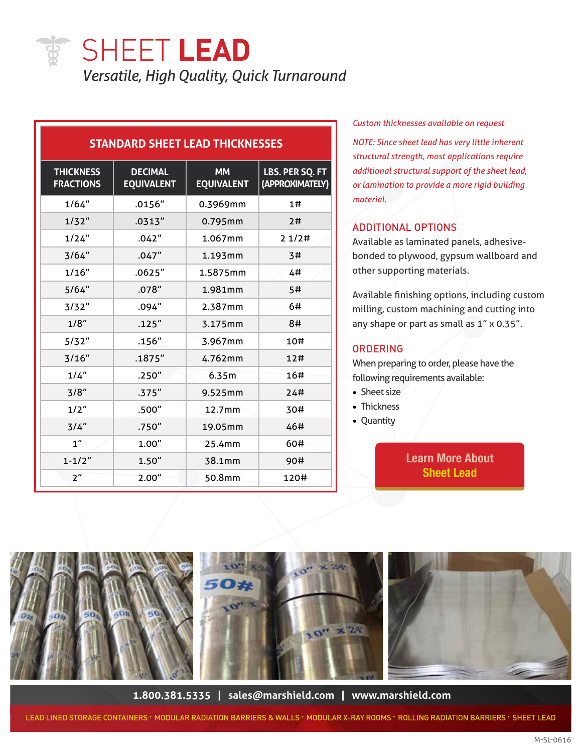# SHEET **LEAD**

*Versatile, High Quality, Quick Turnaround*

## STANDARD SHEET LEAD THICKNESSES

| THICKNESS FRACTIONS | DECIMAL EQUIVALENT | MM EQUIVALENT | LBS. PER SQ. FT (APPROXIMATELY) |
|---|---|---|---|
| 1/64" | .0156" | 0.3969mm | 1# |
| 1/32" | .0313" | 0.795mm | 2# |
| 1/24" | .042" | 1.067mm | 2 1/2# |
| 3/64" | .047" | 1.193mm | 3# |
| 1/16" | .0625" | 1.5875mm | 4# |
| 5/64" | .078" | 1.981mm | 5# |
| 3/32" | .094" | 2.387mm | 6# |
| 1/8" | .125" | 3.175mm | 8# |
| 5/32" | .156" | 3.967mm | 10# |
| 3/16" | .1875" | 4.762mm | 12# |
| 1/4" | .250" | 6.35m | 16# |
| 3/8" | .375" | 9.525mm | 24# |
| 1/2" | .500" | 12.7mm | 30# |
| 3/4" | .750" | 19.05mm | 46# |
| 1" | 1.00" | 25.4mm | 60# |
| 1-1/2" | 1.50" | 38.1mm | 90# |
| 2" | 2.00" | 50.8mm | 120# |

*Custom thicknesses available on request*

*NOTE: Since sheet lead has very little inherent structural strength, most applications require additional structural support of the sheet lead, or lamination to provide a more rigid building material.*

### ADDITIONAL OPTIONS

Available as laminated panels, adhesive-bonded to plywood, gypsum wallboard and other supporting materials.

Available finishing options, including custom milling, custom machining and cutting into any shape or part as small as 1" x 0.35".

### ORDERING

When preparing to order, please have the following requirements available:

- Sheet size
- Thickness
- Quantity

**Learn More About Sheet Lead**

1.800.381.5335 | sales@marshield.com | www.marshield.com

LEAD LINED STORAGE CONTAINERS · MODULAR RADIATION BARRIERS & WALLS · MODULAR X-RAY ROOMS · ROLLING RADIATION BARRIERS · SHEET LEAD

M-SL-0616